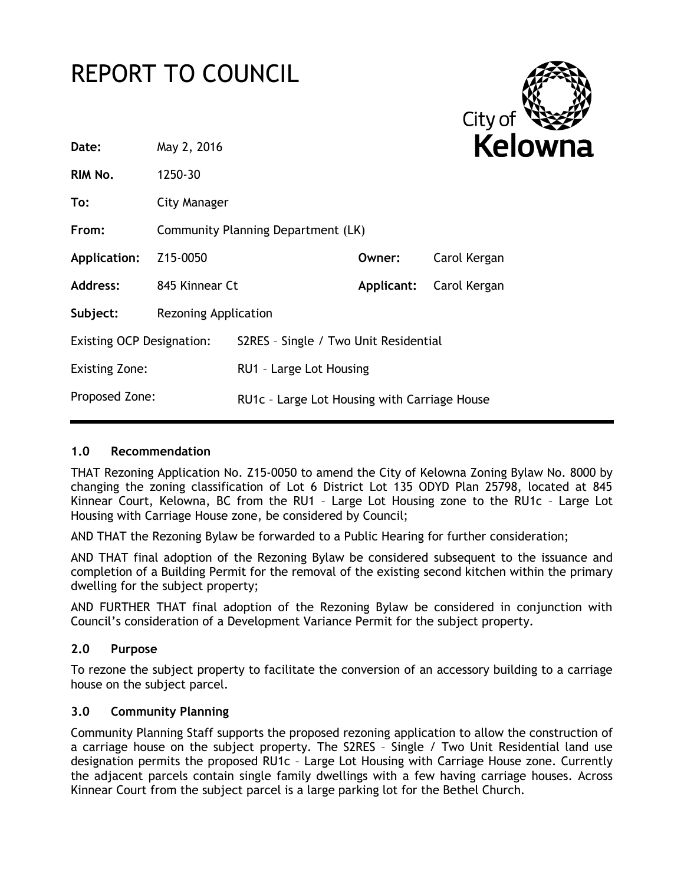# REPORT TO COUNCIL

| | | | |
|---|---|---|---|
| **Date:** | May 2, 2016 | | |
| **RIM No.** | 1250-30 | | |
| **To:** | City Manager | | |
| **From:** | Community Planning Department (LK) | | |
| **Application:** | Z15-0050 | **Owner:** | Carol Kergan |
| **Address:** | 845 Kinnear Ct | **Applicant:** | Carol Kergan |
| **Subject:** | Rezoning Application | | |
| Existing OCP Designation: | S2RES – Single / Two Unit Residential | | |
| Existing Zone: | RU1 – Large Lot Housing | | |
| Proposed Zone: | RU1c – Large Lot Housing with Carriage House | | |

## 1.0 Recommendation

THAT Rezoning Application No. Z15-0050 to amend the City of Kelowna Zoning Bylaw No. 8000 by changing the zoning classification of Lot 6 District Lot 135 ODYD Plan 25798, located at 845 Kinnear Court, Kelowna, BC from the RU1 – Large Lot Housing zone to the RU1c – Large Lot Housing with Carriage House zone, be considered by Council;

AND THAT the Rezoning Bylaw be forwarded to a Public Hearing for further consideration;

AND THAT final adoption of the Rezoning Bylaw be considered subsequent to the issuance and completion of a Building Permit for the removal of the existing second kitchen within the primary dwelling for the subject property;

AND FURTHER THAT final adoption of the Rezoning Bylaw be considered in conjunction with Council's consideration of a Development Variance Permit for the subject property.

## 2.0 Purpose

To rezone the subject property to facilitate the conversion of an accessory building to a carriage house on the subject parcel.

## 3.0 Community Planning

Community Planning Staff supports the proposed rezoning application to allow the construction of a carriage house on the subject property. The S2RES – Single / Two Unit Residential land use designation permits the proposed RU1c – Large Lot Housing with Carriage House zone. Currently the adjacent parcels contain single family dwellings with a few having carriage houses. Across Kinnear Court from the subject parcel is a large parking lot for the Bethel Church.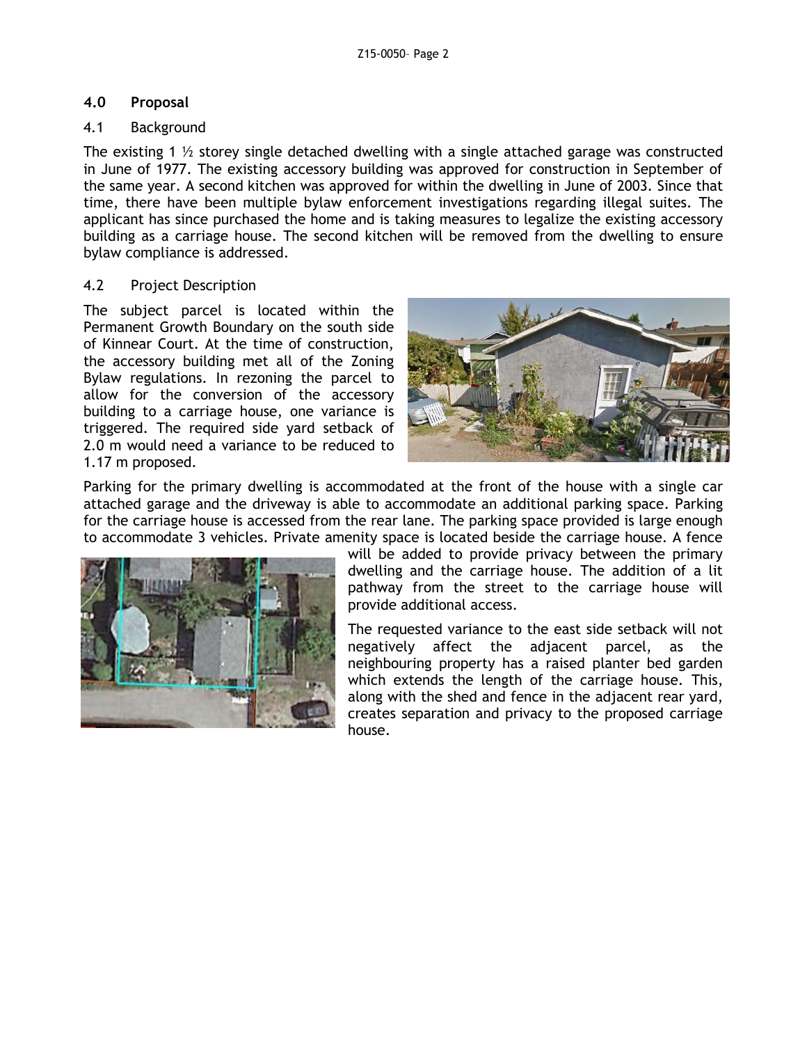## 4.0 Proposal

### 4.1 Background

The existing 1 ½ storey single detached dwelling with a single attached garage was constructed in June of 1977. The existing accessory building was approved for construction in September of the same year. A second kitchen was approved for within the dwelling in June of 2003. Since that time, there have been multiple bylaw enforcement investigations regarding illegal suites. The applicant has since purchased the home and is taking measures to legalize the existing accessory building as a carriage house. The second kitchen will be removed from the dwelling to ensure bylaw compliance is addressed.

### 4.2 Project Description

The subject parcel is located within the Permanent Growth Boundary on the south side of Kinnear Court. At the time of construction, the accessory building met all of the Zoning Bylaw regulations. In rezoning the parcel to allow for the conversion of the accessory building to a carriage house, one variance is triggered. The required side yard setback of 2.0 m would need a variance to be reduced to 1.17 m proposed.

Parking for the primary dwelling is accommodated at the front of the house with a single car attached garage and the driveway is able to accommodate an additional parking space. Parking for the carriage house is accessed from the rear lane. The parking space provided is large enough to accommodate 3 vehicles. Private amenity space is located beside the carriage house. A fence will be added to provide privacy between the primary dwelling and the carriage house. The addition of a lit pathway from the street to the carriage house will provide additional access.

The requested variance to the east side setback will not negatively affect the adjacent parcel, as the neighbouring property has a raised planter bed garden which extends the length of the carriage house. This, along with the shed and fence in the adjacent rear yard, creates separation and privacy to the proposed carriage house.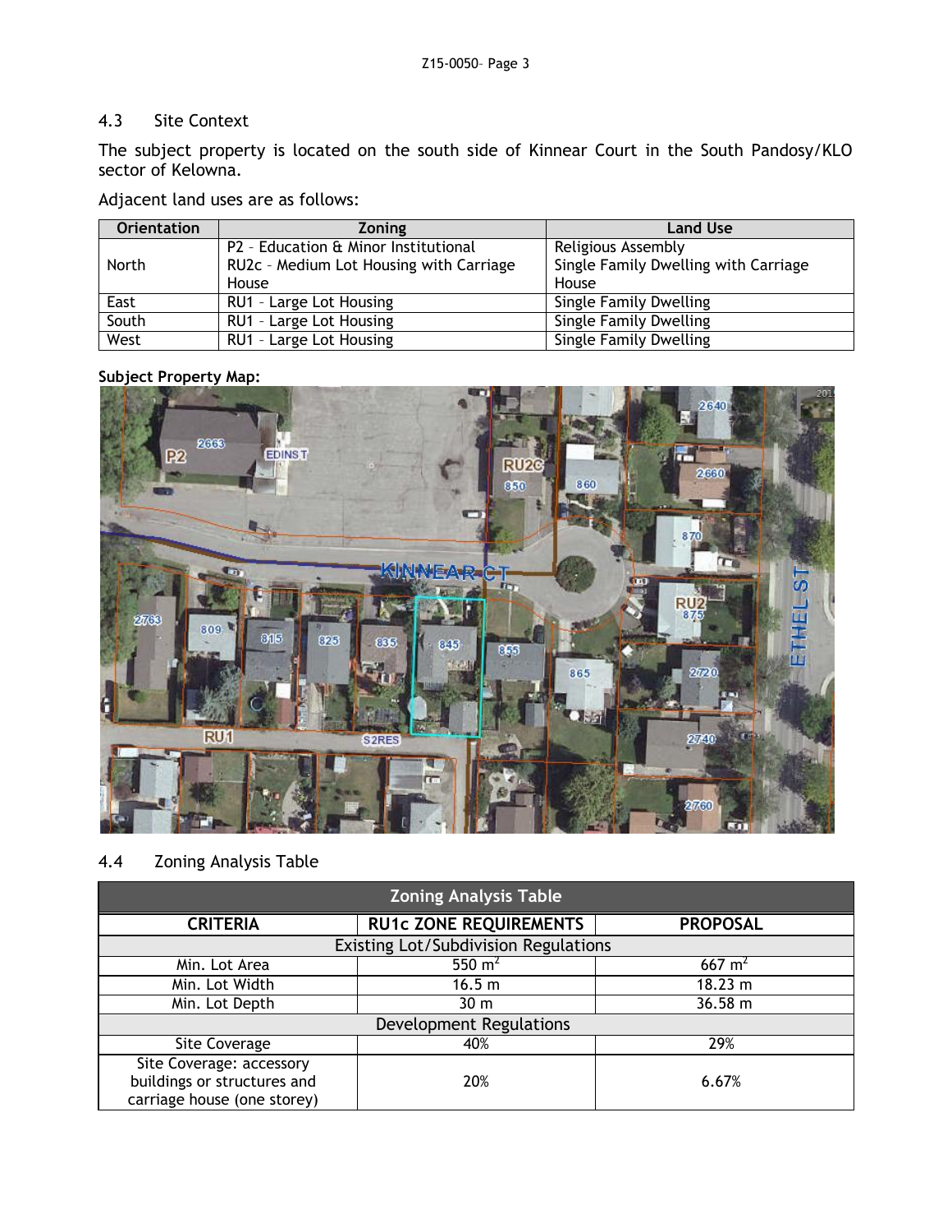## 4.3 Site Context

The subject property is located on the south side of Kinnear Court in the South Pandosy/KLO sector of Kelowna.

Adjacent land uses are as follows:

| Orientation | Zoning | Land Use |
|---|---|---|
| North | P2 – Education & Minor Institutional<br>RU2c – Medium Lot Housing with Carriage House | Religious Assembly<br>Single Family Dwelling with Carriage House |
| East | RU1 – Large Lot Housing | Single Family Dwelling |
| South | RU1 – Large Lot Housing | Single Family Dwelling |
| West | RU1 – Large Lot Housing | Single Family Dwelling |

**Subject Property Map:**

## 4.4 Zoning Analysis Table

| Zoning Analysis Table | | |
|---|---|---|
| **CRITERIA** | **RU1c ZONE REQUIREMENTS** | **PROPOSAL** |
| Existing Lot/Subdivision Regulations | | |
| Min. Lot Area | 550 $m^2$ | 667 $m^2$ |
| Min. Lot Width | 16.5 m | 18.23 m |
| Min. Lot Depth | 30 m | 36.58 m |
| Development Regulations | | |
| Site Coverage | 40% | 29% |
| Site Coverage: accessory buildings or structures and carriage house (one storey) | 20% | 6.67% |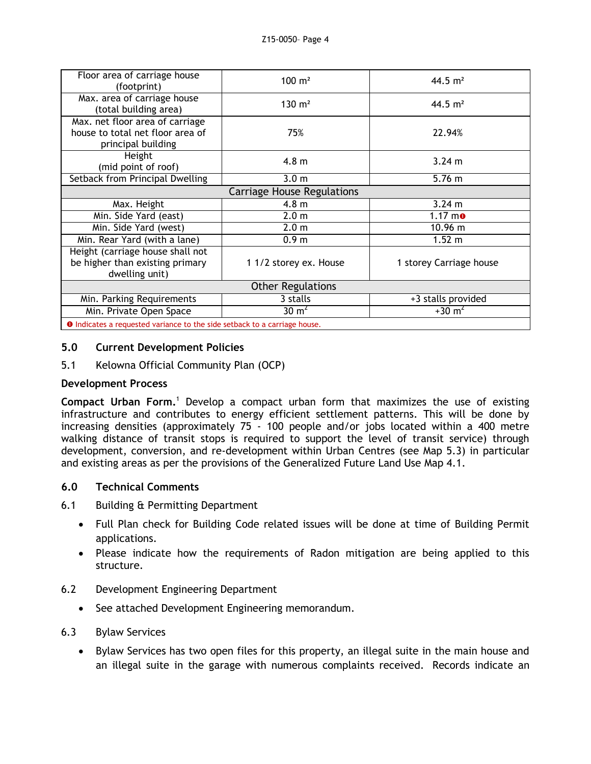| | | |
|---|---|---|
| Floor area of carriage house (footprint) | 100 m² | 44.5 m² |
| Max. area of carriage house (total building area) | 130 m² | 44.5 m² |
| Max. net floor area of carriage house to total net floor area of principal building | 75% | 22.94% |
| Height (mid point of roof) | 4.8 m | 3.24 m |
| Setback from Principal Dwelling | 3.0 m | 5.76 m |
| **Carriage House Regulations** | | |
| Max. Height | 4.8 m | 3.24 m |
| Min. Side Yard (east) | 2.0 m | 1.17 m ❶ |
| Min. Side Yard (west) | 2.0 m | 10.96 m |
| Min. Rear Yard (with a lane) | 0.9 m | 1.52 m |
| Height (carriage house shall not be higher than existing primary dwelling unit) | 1 1/2 storey ex. House | 1 storey Carriage house |
| **Other Regulations** | | |
| Min. Parking Requirements | 3 stalls | +3 stalls provided |
| Min. Private Open Space | 30 m² | +30 m² |

❶ Indicates a requested variance to the side setback to a carriage house.

## 5.0 Current Development Policies

### 5.1 Kelowna Official Community Plan (OCP)

**Development Process**

**Compact Urban Form.**[1] Develop a compact urban form that maximizes the use of existing infrastructure and contributes to energy efficient settlement patterns. This will be done by increasing densities (approximately 75 - 100 people and/or jobs located within a 400 metre walking distance of transit stops is required to support the level of transit service) through development, conversion, and re-development within Urban Centres (see Map 5.3) in particular and existing areas as per the provisions of the Generalized Future Land Use Map 4.1.

## 6.0 Technical Comments

### 6.1 Building & Permitting Department

- Full Plan check for Building Code related issues will be done at time of Building Permit applications.
- Please indicate how the requirements of Radon mitigation are being applied to this structure.

### 6.2 Development Engineering Department

- See attached Development Engineering memorandum.

### 6.3 Bylaw Services

- Bylaw Services has two open files for this property, an illegal suite in the main house and an illegal suite in the garage with numerous complaints received. Records indicate an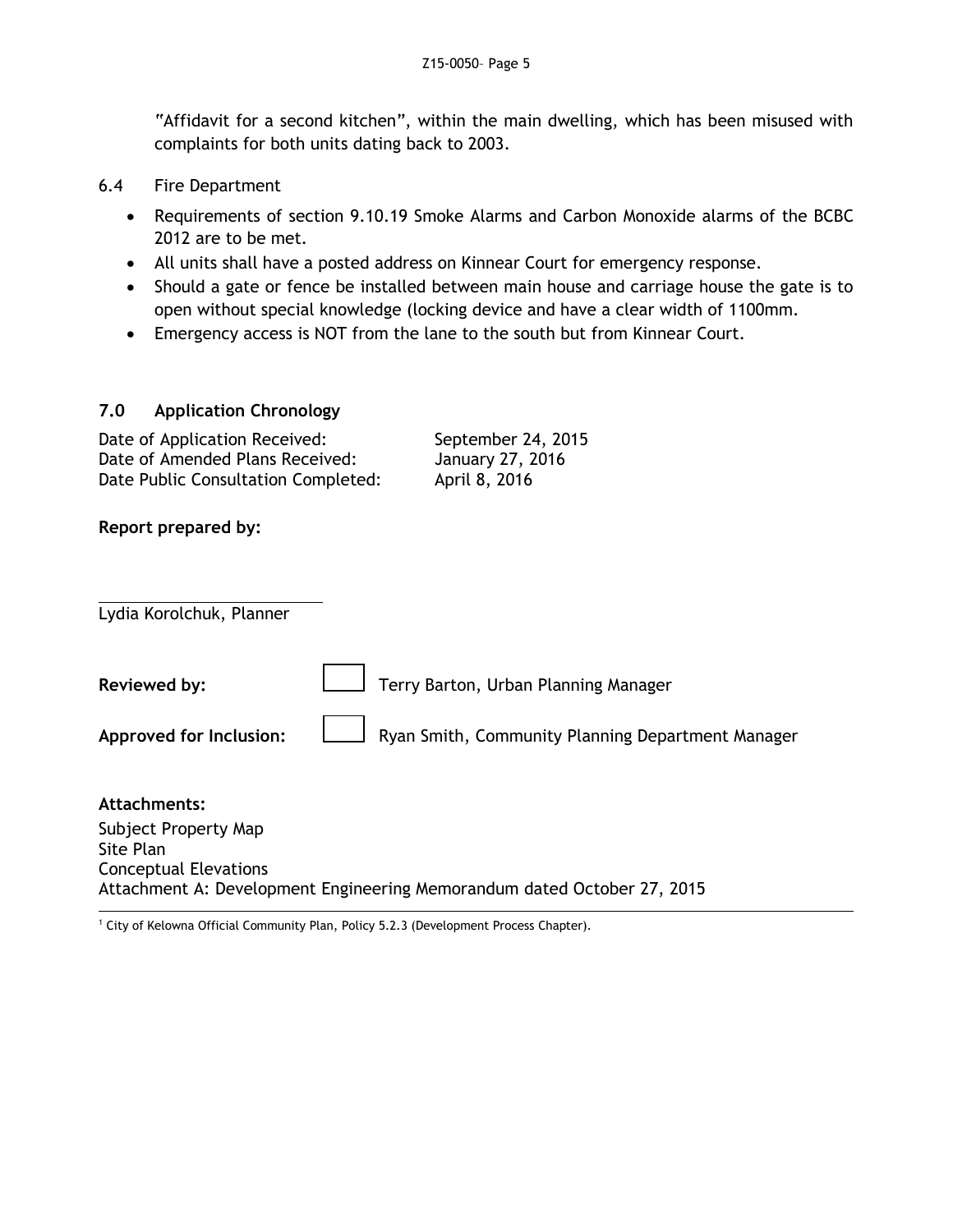"Affidavit for a second kitchen", within the main dwelling, which has been misused with complaints for both units dating back to 2003.

6.4 Fire Department

- Requirements of section 9.10.19 Smoke Alarms and Carbon Monoxide alarms of the BCBC 2012 are to be met.
- All units shall have a posted address on Kinnear Court for emergency response.
- Should a gate or fence be installed between main house and carriage house the gate is to open without special knowledge (locking device and have a clear width of 1100mm.
- Emergency access is NOT from the lane to the south but from Kinnear Court.

## 7.0 Application Chronology

| | |
|---|---|
| Date of Application Received: | September 24, 2015 |
| Date of Amended Plans Received: | January 27, 2016 |
| Date Public Consultation Completed: | April 8, 2016 |

**Report prepared by:**

Lydia Korolchuk, Planner

**Reviewed by:** Terry Barton, Urban Planning Manager

**Approved for Inclusion:** Ryan Smith, Community Planning Department Manager

**Attachments:**

Subject Property Map
Site Plan
Conceptual Elevations
Attachment A: Development Engineering Memorandum dated October 27, 2015

[1] City of Kelowna Official Community Plan, Policy 5.2.3 (Development Process Chapter).